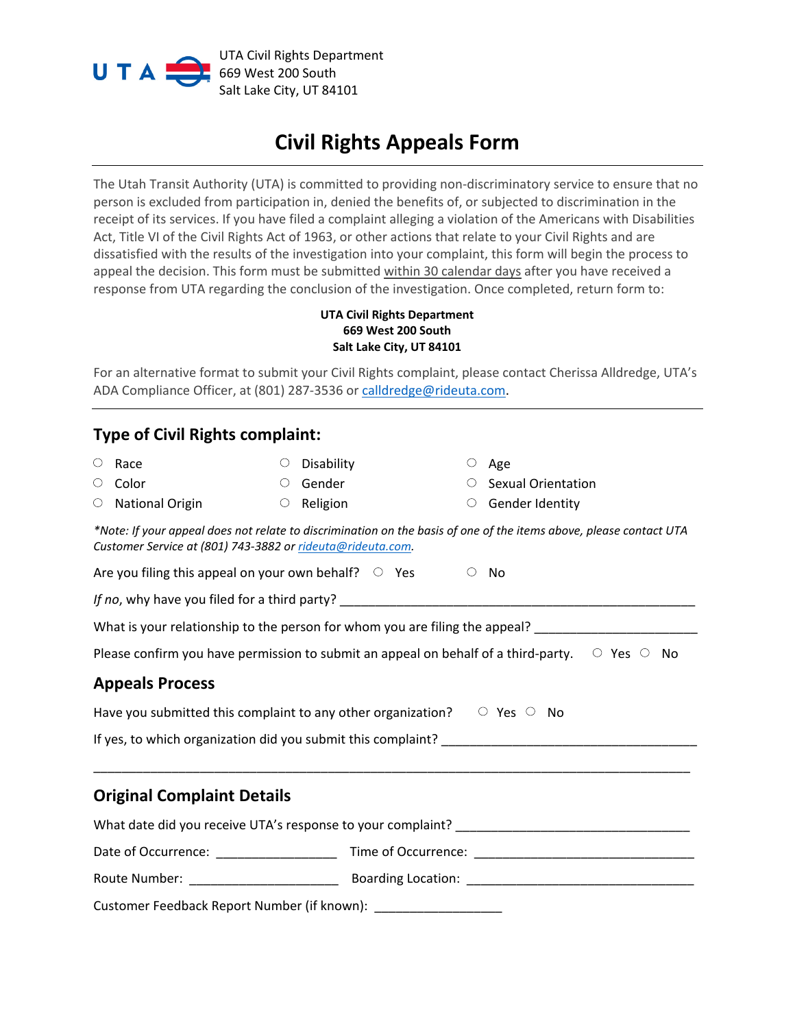UTA Civil Rights Department
669 West 200 South
Salt Lake City, UT 84101

# Civil Rights Appeals Form

The Utah Transit Authority (UTA) is committed to providing non-discriminatory service to ensure that no person is excluded from participation in, denied the benefits of, or subjected to discrimination in the receipt of its services. If you have filed a complaint alleging a violation of the Americans with Disabilities Act, Title VI of the Civil Rights Act of 1963, or other actions that relate to your Civil Rights and are dissatisfied with the results of the investigation into your complaint, this form will begin the process to appeal the decision. This form must be submitted within 30 calendar days after you have received a response from UTA regarding the conclusion of the investigation. Once completed, return form to:

**UTA Civil Rights Department**
**669 West 200 South**
**Salt Lake City, UT 84101**

For an alternative format to submit your Civil Rights complaint, please contact Cherissa Alldredge, UTA's ADA Compliance Officer, at (801) 287-3536 or calldredge@rideuta.com.

## Type of Civil Rights complaint:

- ○ Race
- ○ Color
- ○ National Origin
- ○ Disability
- ○ Gender
- ○ Religion
- ○ Age
- ○ Sexual Orientation
- ○ Gender Identity

*\*Note: If your appeal does not relate to discrimination on the basis of one of the items above, please contact UTA Customer Service at (801) 743-3882 or rideuta@rideuta.com.*

Are you filing this appeal on your own behalf? ○ Yes ○ No

*If no*, why have you filed for a third party? ____________________________________________________

What is your relationship to the person for whom you are filing the appeal? ______________________

Please confirm you have permission to submit an appeal on behalf of a third-party. ○ Yes ○ No

## Appeals Process

Have you submitted this complaint to any other organization? ○ Yes ○ No

If yes, to which organization did you submit this complaint? __________________________________

_____________________________________________________________________________________

## Original Complaint Details

What date did you receive UTA's response to your complaint? _______________________________

Date of Occurrence: ________________ Time of Occurrence: ______________________________

Route Number: _____________________ Boarding Location: _______________________________

Customer Feedback Report Number (if known): _________________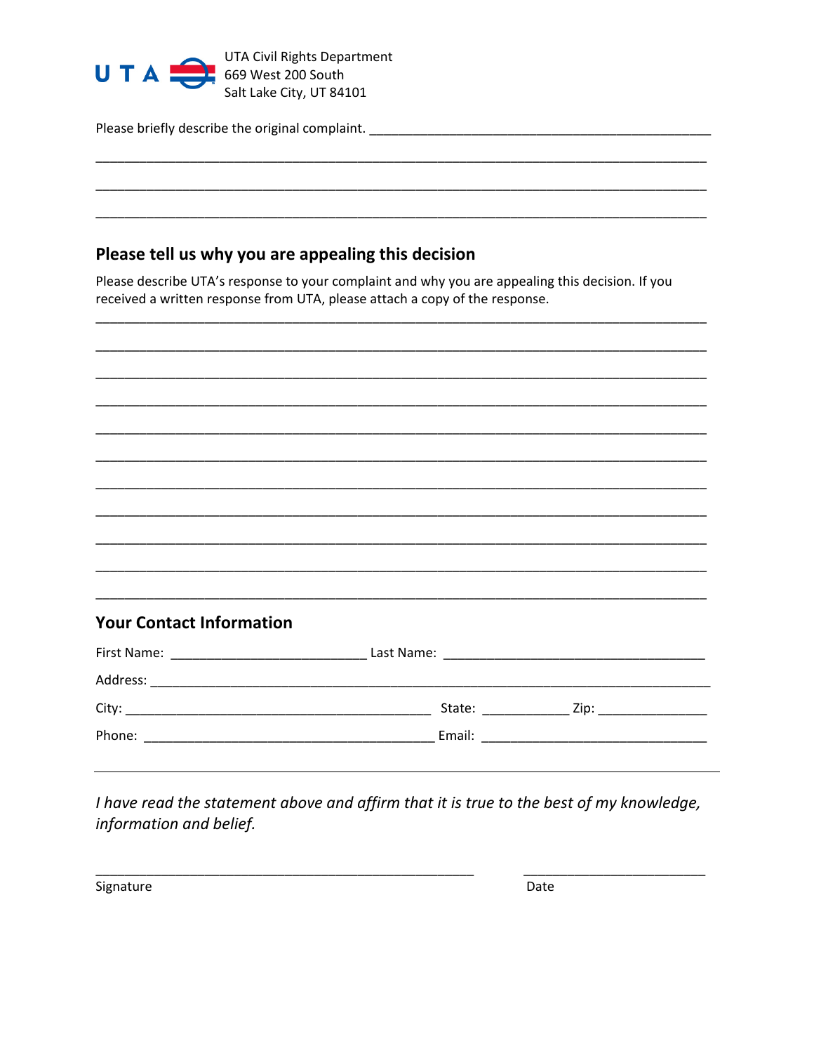UTA Civil Rights Department
669 West 200 South
Salt Lake City, UT 84101

Please briefly describe the original complaint. ______________________________________________

_________________________________________________________________________________

_________________________________________________________________________________

_________________________________________________________________________________

## Please tell us why you are appealing this decision

Please describe UTA's response to your complaint and why you are appealing this decision. If you received a written response from UTA, please attach a copy of the response.

_________________________________________________________________________________

_________________________________________________________________________________

_________________________________________________________________________________

_________________________________________________________________________________

_________________________________________________________________________________

_________________________________________________________________________________

_________________________________________________________________________________

_________________________________________________________________________________

_________________________________________________________________________________

_________________________________________________________________________________

_________________________________________________________________________________

## Your Contact Information

First Name: __________________________ Last Name: ___________________________________

Address: _________________________________________________________________________

City: ________________________________________ State: ___________ Zip: ______________

Phone: _______________________________________ Email: ______________________________

---

*I have read the statement above and affirm that it is true to the best of my knowledge, information and belief.*

__________________________________________________ ________________________

Signature Date